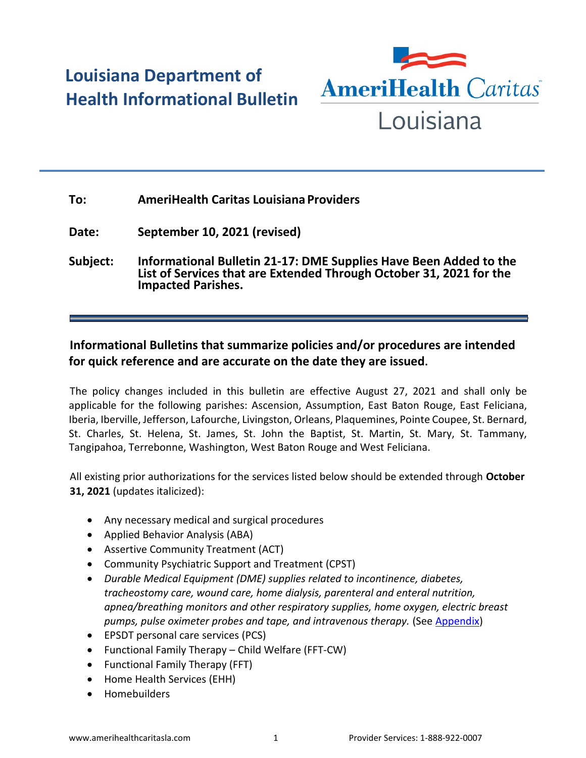# Louisiana Department of Health Informational Bulletin

AmeriHealth Caritas Louisiana

**To:** **AmeriHealth Caritas Louisiana Providers**

**Date:** **September 10, 2021 (revised)**

**Subject:** **Informational Bulletin 21-17: DME Supplies Have Been Added to the List of Services that are Extended Through October 31, 2021 for the Impacted Parishes.**

---

**Informational Bulletins that summarize policies and/or procedures are intended for quick reference and are accurate on the date they are issued.**

The policy changes included in this bulletin are effective August 27, 2021 and shall only be applicable for the following parishes: Ascension, Assumption, East Baton Rouge, East Feliciana, Iberia, Iberville, Jefferson, Lafourche, Livingston, Orleans, Plaquemines, Pointe Coupee, St. Bernard, St. Charles, St. Helena, St. James, St. John the Baptist, St. Martin, St. Mary, St. Tammany, Tangipahoa, Terrebonne, Washington, West Baton Rouge and West Feliciana.

All existing prior authorizations for the services listed below should be extended through **October 31, 2021** (updates italicized):

- Any necessary medical and surgical procedures
- Applied Behavior Analysis (ABA)
- Assertive Community Treatment (ACT)
- Community Psychiatric Support and Treatment (CPST)
- *Durable Medical Equipment (DME) supplies related to incontinence, diabetes, tracheostomy care, wound care, home dialysis, parenteral and enteral nutrition, apnea/breathing monitors and other respiratory supplies, home oxygen, electric breast pumps, pulse oximeter probes and tape, and intravenous therapy.* (See Appendix)
- EPSDT personal care services (PCS)
- Functional Family Therapy – Child Welfare (FFT-CW)
- Functional Family Therapy (FFT)
- Home Health Services (EHH)
- Homebuilders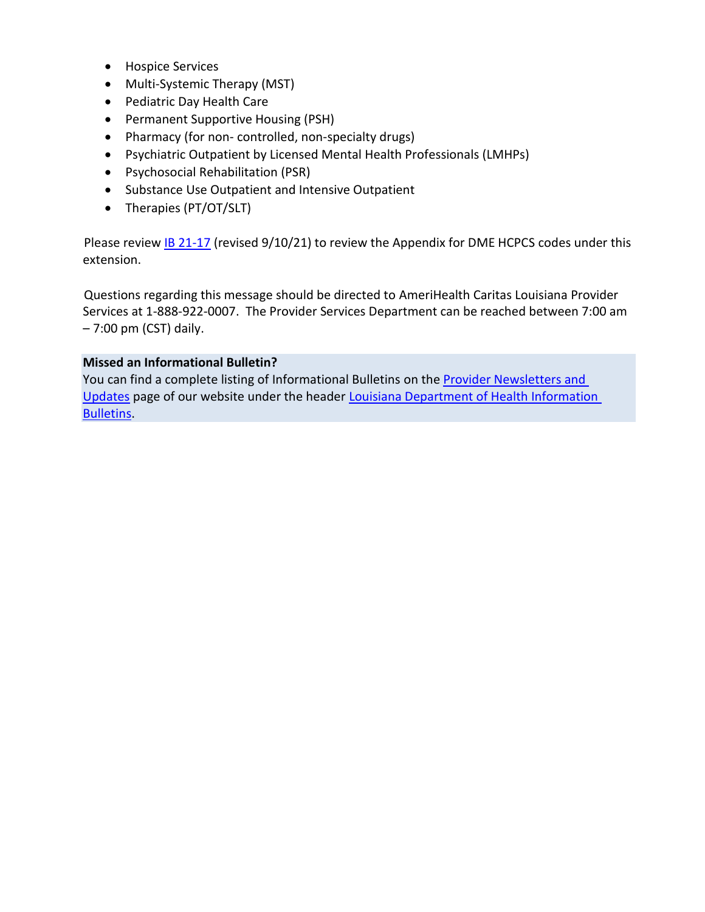- Hospice Services
- Multi-Systemic Therapy (MST)
- Pediatric Day Health Care
- Permanent Supportive Housing (PSH)
- Pharmacy (for non- controlled, non-specialty drugs)
- Psychiatric Outpatient by Licensed Mental Health Professionals (LMHPs)
- Psychosocial Rehabilitation (PSR)
- Substance Use Outpatient and Intensive Outpatient
- Therapies (PT/OT/SLT)

Please review IB 21-17 (revised 9/10/21) to review the Appendix for DME HCPCS codes under this extension.

Questions regarding this message should be directed to AmeriHealth Caritas Louisiana Provider Services at 1-888-922-0007. The Provider Services Department can be reached between 7:00 am – 7:00 pm (CST) daily.

**Missed an Informational Bulletin?**

You can find a complete listing of Informational Bulletins on the Provider Newsletters and Updates page of our website under the header Louisiana Department of Health Information Bulletins.